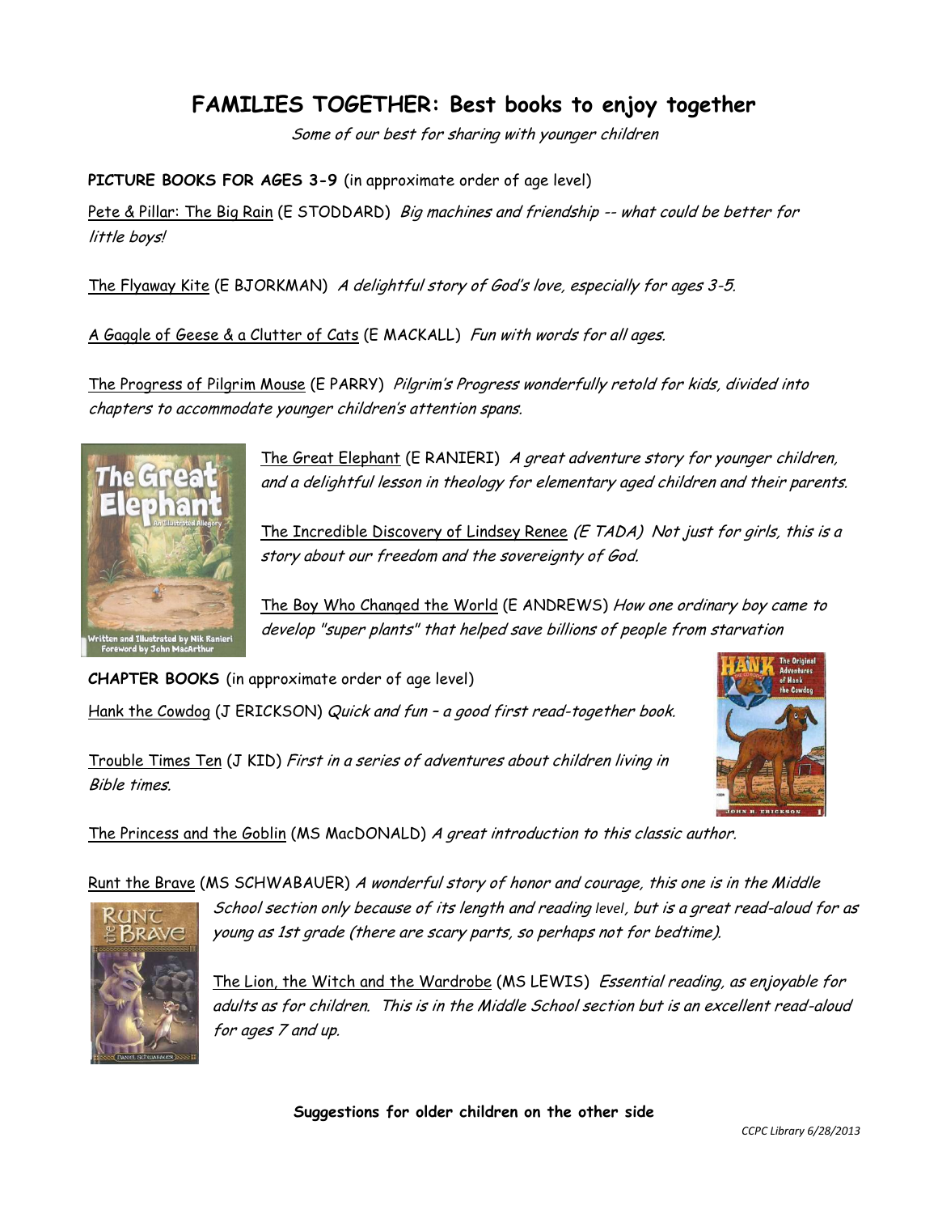# FAMILIES TOGETHER: Best books to enjoy together

*Some of our best for sharing with younger children*

**PICTURE BOOKS FOR AGES 3-9** (in approximate order of age level)

Pete & Pillar: The Big Rain (E STODDARD) *Big machines and friendship -- what could be better for little boys!*

The Flyaway Kite (E BJORKMAN) *A delightful story of God's love, especially for ages 3-5.*

A Gaggle of Geese & a Clutter of Cats (E MACKALL) *Fun with words for all ages.*

The Progress of Pilgrim Mouse (E PARRY) *Pilgrim's Progress wonderfully retold for kids, divided into chapters to accommodate younger children's attention spans.*

The Great Elephant (E RANIERI) *A great adventure story for younger children, and a delightful lesson in theology for elementary aged children and their parents.*

The Incredible Discovery of Lindsey Renee *(E TADA) Not just for girls, this is a story about our freedom and the sovereignty of God.*

The Boy Who Changed the World (E ANDREWS) *How one ordinary boy came to develop "super plants" that helped save billions of people from starvation*

**CHAPTER BOOKS** (in approximate order of age level)

Hank the Cowdog (J ERICKSON) *Quick and fun – a good first read-together book.*

Trouble Times Ten (J KID) *First in a series of adventures about children living in Bible times.*

The Princess and the Goblin (MS MacDONALD) *A great introduction to this classic author.*

Runt the Brave (MS SCHWABAUER) *A wonderful story of honor and courage, this one is in the Middle School section only because of its length and reading level, but is a great read-aloud for as young as 1st grade (there are scary parts, so perhaps not for bedtime).*

The Lion, the Witch and the Wardrobe (MS LEWIS) *Essential reading, as enjoyable for adults as for children. This is in the Middle School section but is an excellent read-aloud for ages 7 and up.*

**Suggestions for older children on the other side**

CCPC Library 6/28/2013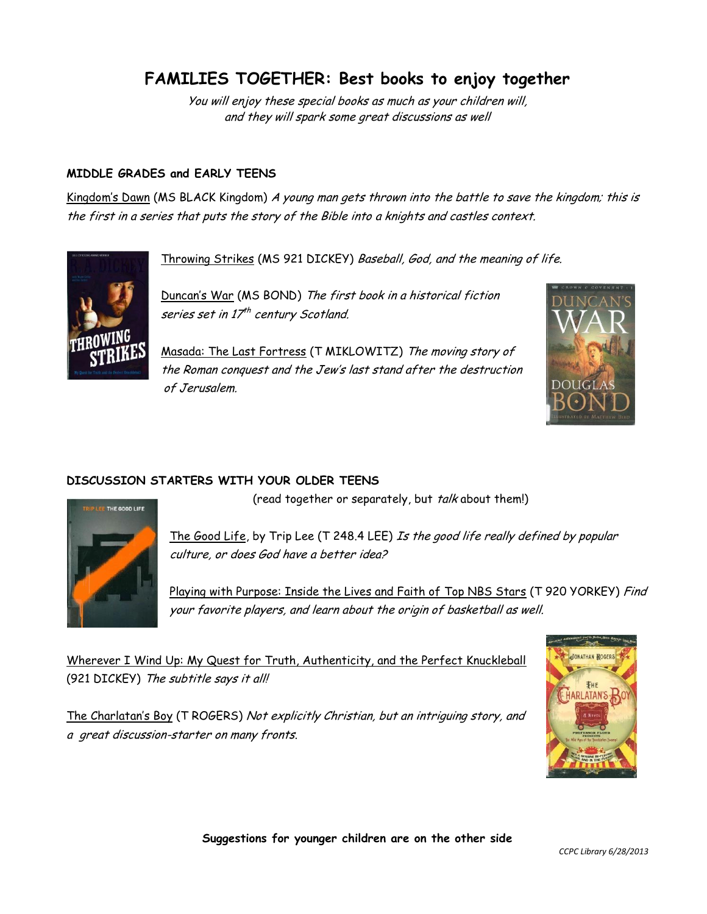# FAMILIES TOGETHER: Best books to enjoy together

*You will enjoy these special books as much as your children will, and they will spark some great discussions as well*

## MIDDLE GRADES and EARLY TEENS

Kingdom's Dawn (MS BLACK Kingdom) *A young man gets thrown into the battle to save the kingdom; this is the first in a series that puts the story of the Bible into a knights and castles context.*

Throwing Strikes (MS 921 DICKEY) *Baseball, God, and the meaning of life.*

Duncan's War (MS BOND) *The first book in a historical fiction series set in 17th century Scotland.*

Masada: The Last Fortress (T MIKLOWITZ) *The moving story of the Roman conquest and the Jew's last stand after the destruction of Jerusalem.*

## DISCUSSION STARTERS WITH YOUR OLDER TEENS

(read together or separately, but *talk* about them!)

The Good Life, by Trip Lee (T 248.4 LEE) *Is the good life really defined by popular culture, or does God have a better idea?*

Playing with Purpose: Inside the Lives and Faith of Top NBS Stars (T 920 YORKEY) *Find your favorite players, and learn about the origin of basketball as well.*

Wherever I Wind Up: My Quest for Truth, Authenticity, and the Perfect Knuckleball (921 DICKEY) *The subtitle says it all!*

The Charlatan's Boy (T ROGERS) *Not explicitly Christian, but an intriguing story, and a great discussion-starter on many fronts.*

**Suggestions for younger children are on the other side**

*CCPC Library 6/28/2013*